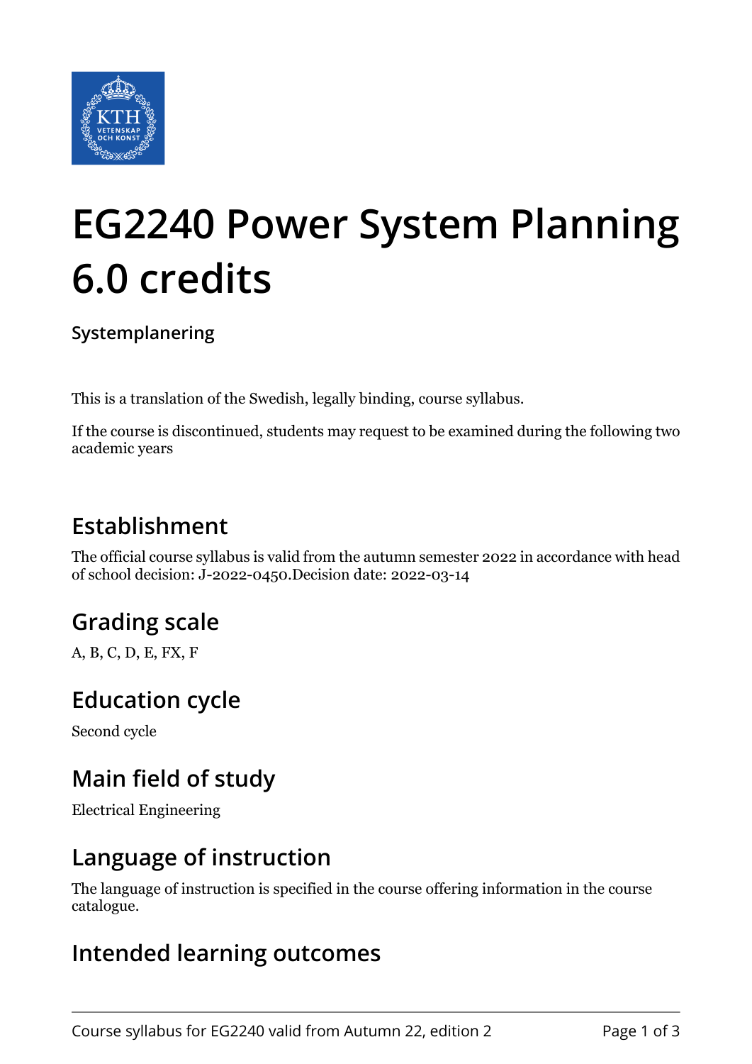# EG2240 Power System Planning 6.0 credits

**Systemplanering**

This is a translation of the Swedish, legally binding, course syllabus.

If the course is discontinued, students may request to be examined during the following two academic years

## Establishment

The official course syllabus is valid from the autumn semester 2022 in accordance with head of school decision: J-2022-0450.Decision date: 2022-03-14

## Grading scale

A, B, C, D, E, FX, F

## Education cycle

Second cycle

## Main field of study

Electrical Engineering

## Language of instruction

The language of instruction is specified in the course offering information in the course catalogue.

## Intended learning outcomes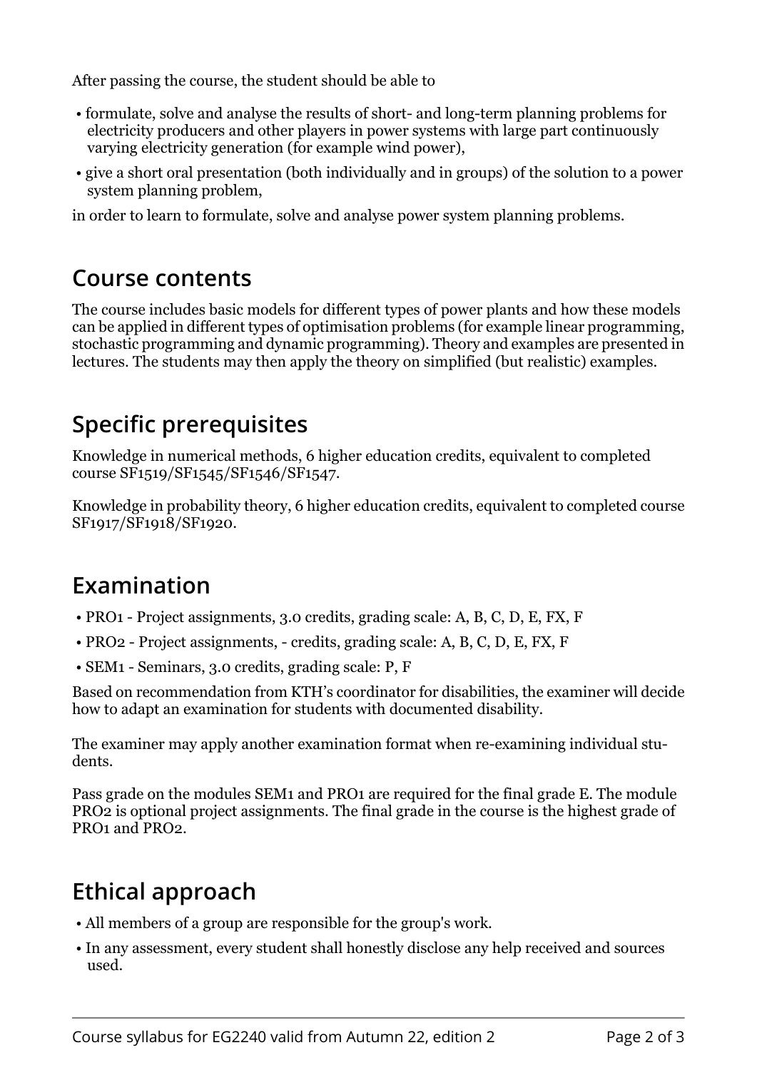After passing the course, the student should be able to

- formulate, solve and analyse the results of short- and long-term planning problems for electricity producers and other players in power systems with large part continuously varying electricity generation (for example wind power),
- give a short oral presentation (both individually and in groups) of the solution to a power system planning problem,

in order to learn to formulate, solve and analyse power system planning problems.

## Course contents

The course includes basic models for different types of power plants and how these models can be applied in different types of optimisation problems (for example linear programming, stochastic programming and dynamic programming). Theory and examples are presented in lectures. The students may then apply the theory on simplified (but realistic) examples.

## Specific prerequisites

Knowledge in numerical methods, 6 higher education credits, equivalent to completed course SF1519/SF1545/SF1546/SF1547.

Knowledge in probability theory, 6 higher education credits, equivalent to completed course SF1917/SF1918/SF1920.

## Examination

- PRO1 - Project assignments, 3.0 credits, grading scale: A, B, C, D, E, FX, F
- PRO2 - Project assignments, - credits, grading scale: A, B, C, D, E, FX, F
- SEM1 - Seminars, 3.0 credits, grading scale: P, F

Based on recommendation from KTH's coordinator for disabilities, the examiner will decide how to adapt an examination for students with documented disability.

The examiner may apply another examination format when re-examining individual students.

Pass grade on the modules SEM1 and PRO1 are required for the final grade E. The module PRO2 is optional project assignments. The final grade in the course is the highest grade of PRO1 and PRO2.

## Ethical approach

- All members of a group are responsible for the group's work.
- In any assessment, every student shall honestly disclose any help received and sources used.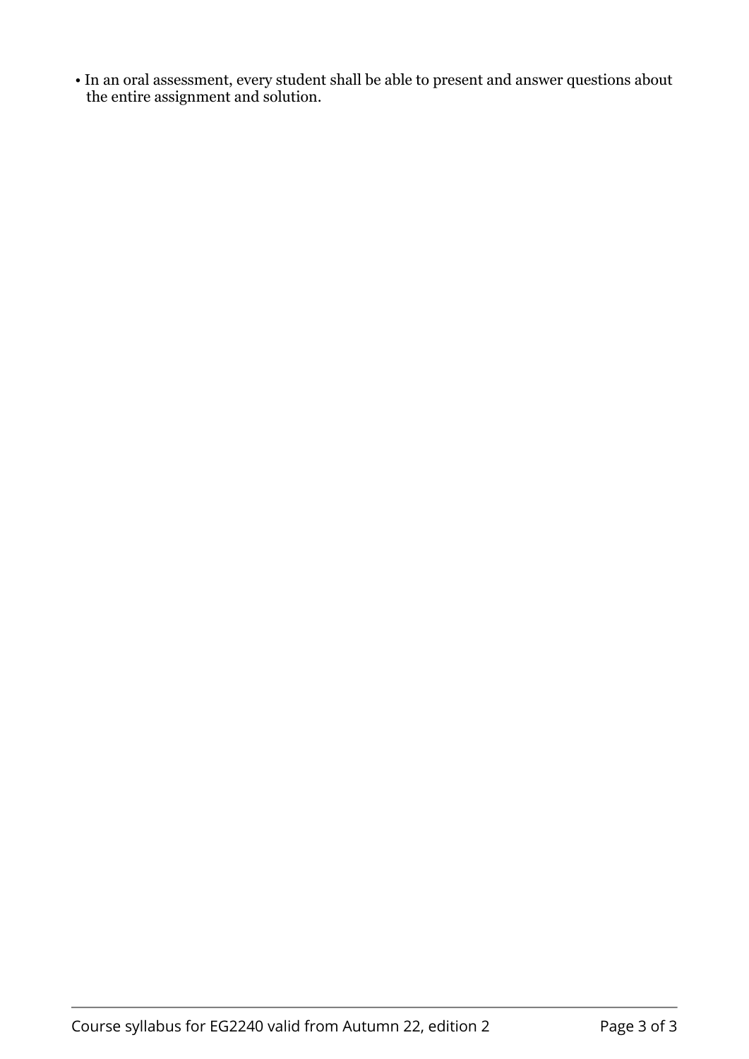- In an oral assessment, every student shall be able to present and answer questions about the entire assignment and solution.